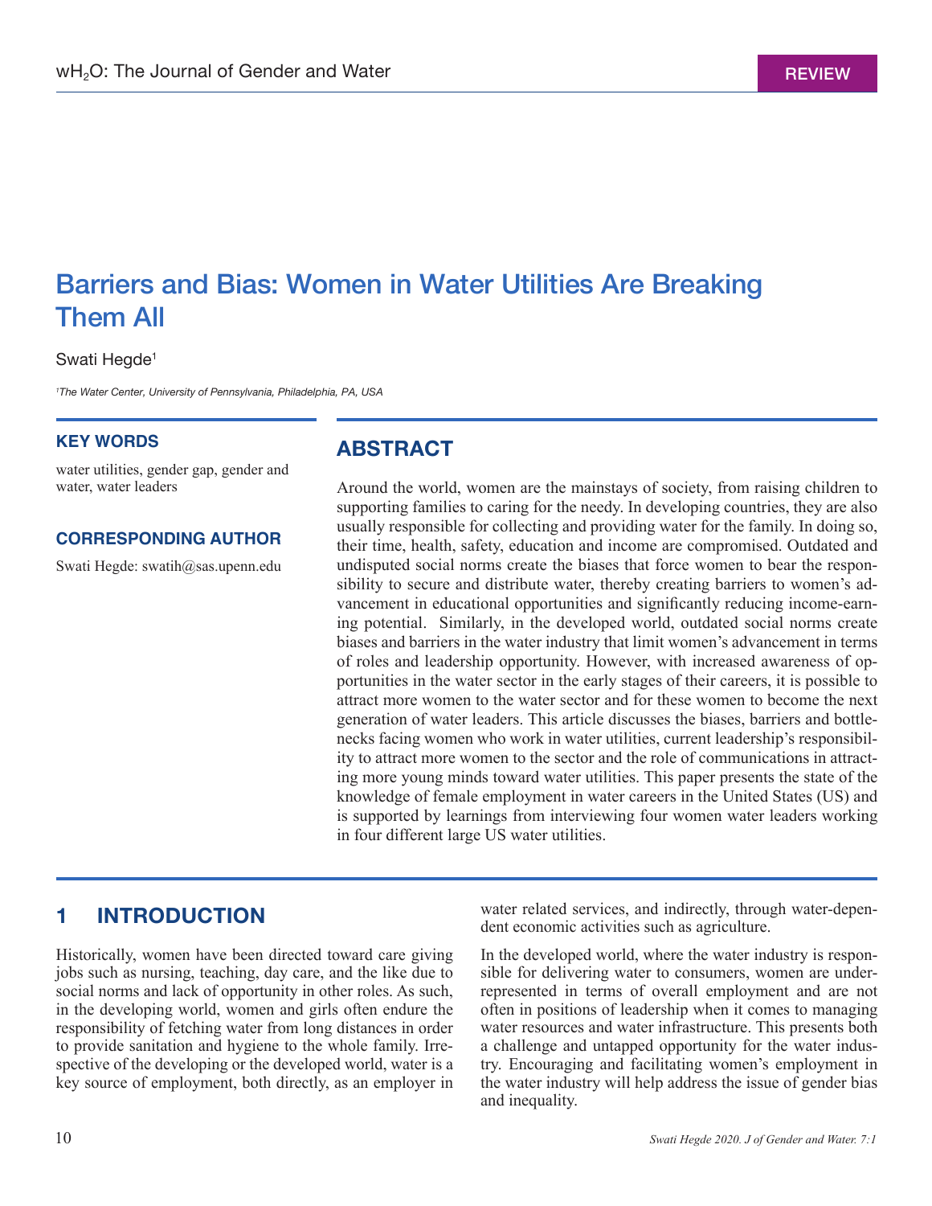REVIEW

# Barriers and Bias: Women in Water Utilities Are Breaking Them All

Swati Hegde[1]

*[1]The Water Center, University of Pennsylvania, Philadelphia, PA, USA*

### KEY WORDS

water utilities, gender gap, gender and water, water leaders

### CORRESPONDING AUTHOR

Swati Hegde: swatih@sas.upenn.edu

## ABSTRACT

Around the world, women are the mainstays of society, from raising children to supporting families to caring for the needy. In developing countries, they are also usually responsible for collecting and providing water for the family. In doing so, their time, health, safety, education and income are compromised. Outdated and undisputed social norms create the biases that force women to bear the responsibility to secure and distribute water, thereby creating barriers to women's advancement in educational opportunities and significantly reducing income-earning potential. Similarly, in the developed world, outdated social norms create biases and barriers in the water industry that limit women's advancement in terms of roles and leadership opportunity. However, with increased awareness of opportunities in the water sector in the early stages of their careers, it is possible to attract more women to the water sector and for these women to become the next generation of water leaders. This article discusses the biases, barriers and bottlenecks facing women who work in water utilities, current leadership's responsibility to attract more women to the sector and the role of communications in attracting more young minds toward water utilities. This paper presents the state of the knowledge of female employment in water careers in the United States (US) and is supported by learnings from interviewing four women water leaders working in four different large US water utilities.

## 1 INTRODUCTION

Historically, women have been directed toward care giving jobs such as nursing, teaching, day care, and the like due to social norms and lack of opportunity in other roles. As such, in the developing world, women and girls often endure the responsibility of fetching water from long distances in order to provide sanitation and hygiene to the whole family. Irrespective of the developing or the developed world, water is a key source of employment, both directly, as an employer in water related services, and indirectly, through water-dependent economic activities such as agriculture.

In the developed world, where the water industry is responsible for delivering water to consumers, women are under-represented in terms of overall employment and are not often in positions of leadership when it comes to managing water resources and water infrastructure. This presents both a challenge and untapped opportunity for the water industry. Encouraging and facilitating women's employment in the water industry will help address the issue of gender bias and inequality.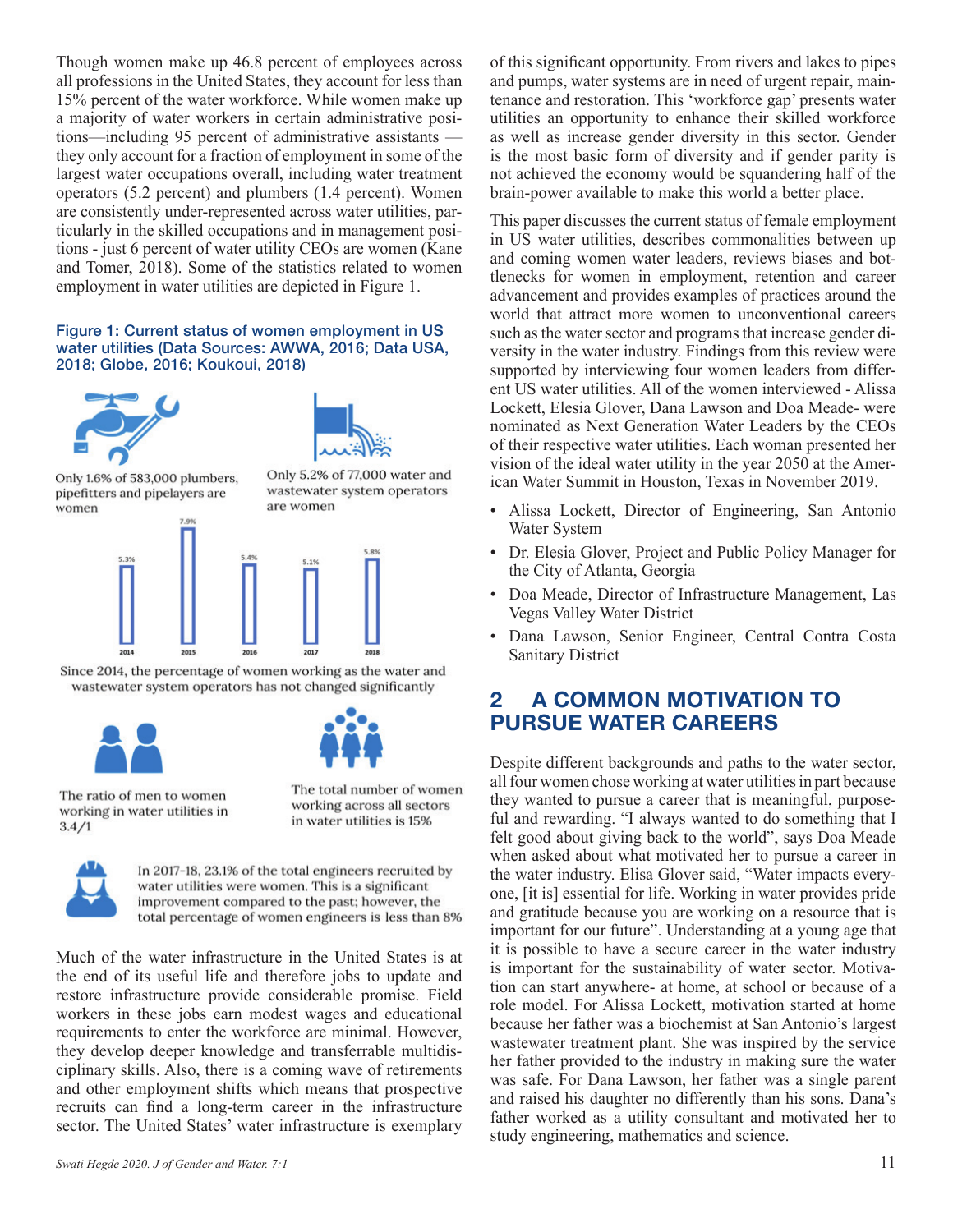Though women make up 46.8 percent of employees across all professions in the United States, they account for less than 15% percent of the water workforce. While women make up a majority of water workers in certain administrative positions—including 95 percent of administrative assistants — they only account for a fraction of employment in some of the largest water occupations overall, including water treatment operators (5.2 percent) and plumbers (1.4 percent). Women are consistently under-represented across water utilities, particularly in the skilled occupations and in management positions - just 6 percent of water utility CEOs are women (Kane and Tomer, 2018). Some of the statistics related to women employment in water utilities are depicted in Figure 1.

**Figure 1: Current status of women employment in US water utilities (Data Sources: AWWA, 2016; Data USA, 2018; Globe, 2016; Koukoui, 2018)**

Only 1.6% of 583,000 plumbers, pipefitters and pipelayers are women

Only 5.2% of 77,000 water and wastewater system operators are women

| 2014 | 2015 | 2016 | 2017 | 2018 |
|---|---|---|---|---|
| 5.3% | 7.9% | 5.4% | 5.1% | 5.8% |

Since 2014, the percentage of women working as the water and wastewater system operators has not changed significantly

The ratio of men to women working in water utilities in 3.4/1

The total number of women working across all sectors in water utilities is 15%

In 2017-18, 23.1% of the total engineers recruited by water utilities were women. This is a significant improvement compared to the past; however, the total percentage of women engineers is less than 8%

Much of the water infrastructure in the United States is at the end of its useful life and therefore jobs to update and restore infrastructure provide considerable promise. Field workers in these jobs earn modest wages and educational requirements to enter the workforce are minimal. However, they develop deeper knowledge and transferrable multidisciplinary skills. Also, there is a coming wave of retirements and other employment shifts which means that prospective recruits can find a long-term career in the infrastructure sector. The United States' water infrastructure is exemplary of this significant opportunity. From rivers and lakes to pipes and pumps, water systems are in need of urgent repair, maintenance and restoration. This 'workforce gap' presents water utilities an opportunity to enhance their skilled workforce as well as increase gender diversity in this sector. Gender is the most basic form of diversity and if gender parity is not achieved the economy would be squandering half of the brain-power available to make this world a better place.

This paper discusses the current status of female employment in US water utilities, describes commonalities between up and coming women water leaders, reviews biases and bottlenecks for women in employment, retention and career advancement and provides examples of practices around the world that attract more women to unconventional careers such as the water sector and programs that increase gender diversity in the water industry. Findings from this review were supported by interviewing four women leaders from different US water utilities. All of the women interviewed - Alissa Lockett, Elesia Glover, Dana Lawson and Doa Meade- were nominated as Next Generation Water Leaders by the CEOs of their respective water utilities. Each woman presented her vision of the ideal water utility in the year 2050 at the American Water Summit in Houston, Texas in November 2019.

- Alissa Lockett, Director of Engineering, San Antonio Water System
- Dr. Elesia Glover, Project and Public Policy Manager for the City of Atlanta, Georgia
- Doa Meade, Director of Infrastructure Management, Las Vegas Valley Water District
- Dana Lawson, Senior Engineer, Central Contra Costa Sanitary District

## 2 A COMMON MOTIVATION TO PURSUE WATER CAREERS

Despite different backgrounds and paths to the water sector, all four women chose working at water utilities in part because they wanted to pursue a career that is meaningful, purposeful and rewarding. "I always wanted to do something that I felt good about giving back to the world", says Doa Meade when asked about what motivated her to pursue a career in the water industry. Elisa Glover said, "Water impacts everyone, [it is] essential for life. Working in water provides pride and gratitude because you are working on a resource that is important for our future". Understanding at a young age that it is possible to have a secure career in the water industry is important for the sustainability of water sector. Motivation can start anywhere- at home, at school or because of a role model. For Alissa Lockett, motivation started at home because her father was a biochemist at San Antonio's largest wastewater treatment plant. She was inspired by the service her father provided to the industry in making sure the water was safe. For Dana Lawson, her father was a single parent and raised his daughter no differently than his sons. Dana's father worked as a utility consultant and motivated her to study engineering, mathematics and science.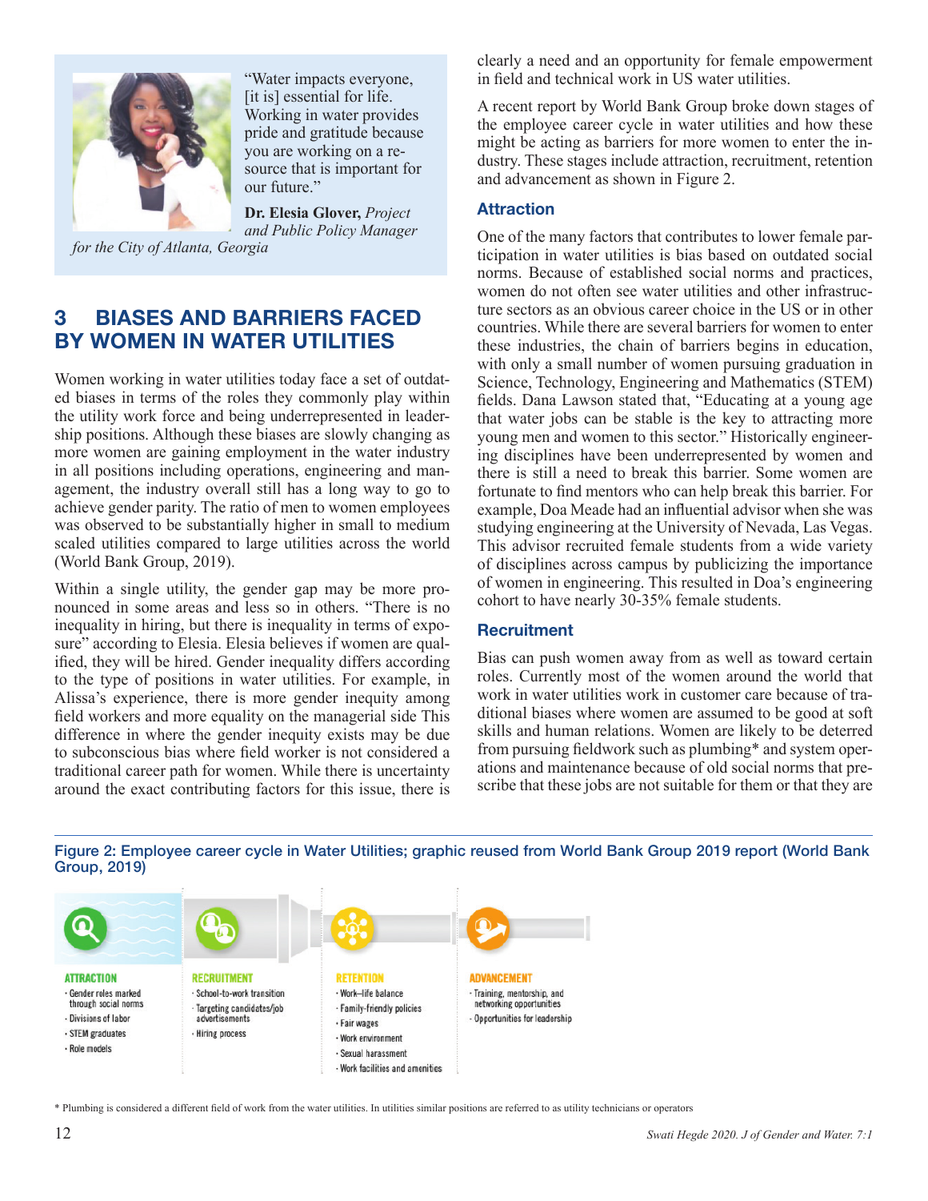"Water impacts everyone, [it is] essential for life. Working in water provides pride and gratitude because you are working on a resource that is important for our future."

**Dr. Elesia Glover,** *Project and Public Policy Manager for the City of Atlanta, Georgia*

## 3 BIASES AND BARRIERS FACED BY WOMEN IN WATER UTILITIES

Women working in water utilities today face a set of outdated biases in terms of the roles they commonly play within the utility work force and being underrepresented in leadership positions. Although these biases are slowly changing as more women are gaining employment in the water industry in all positions including operations, engineering and management, the industry overall still has a long way to go to achieve gender parity. The ratio of men to women employees was observed to be substantially higher in small to medium scaled utilities compared to large utilities across the world (World Bank Group, 2019).

Within a single utility, the gender gap may be more pronounced in some areas and less so in others. "There is no inequality in hiring, but there is inequality in terms of exposure" according to Elesia. Elesia believes if women are qualified, they will be hired. Gender inequality differs according to the type of positions in water utilities. For example, in Alissa's experience, there is more gender inequity among field workers and more equality on the managerial side This difference in where the gender inequity exists may be due to subconscious bias where field worker is not considered a traditional career path for women. While there is uncertainty around the exact contributing factors for this issue, there is clearly a need and an opportunity for female empowerment in field and technical work in US water utilities.

A recent report by World Bank Group broke down stages of the employee career cycle in water utilities and how these might be acting as barriers for more women to enter the industry. These stages include attraction, recruitment, retention and advancement as shown in Figure 2.

### Attraction

One of the many factors that contributes to lower female participation in water utilities is bias based on outdated social norms. Because of established social norms and practices, women do not often see water utilities and other infrastructure sectors as an obvious career choice in the US or in other countries. While there are several barriers for women to enter these industries, the chain of barriers begins in education, with only a small number of women pursuing graduation in Science, Technology, Engineering and Mathematics (STEM) fields. Dana Lawson stated that, "Educating at a young age that water jobs can be stable is the key to attracting more young men and women to this sector." Historically engineering disciplines have been underrepresented by women and there is still a need to break this barrier. Some women are fortunate to find mentors who can help break this barrier. For example, Doa Meade had an influential advisor when she was studying engineering at the University of Nevada, Las Vegas. This advisor recruited female students from a wide variety of disciplines across campus by publicizing the importance of women in engineering. This resulted in Doa's engineering cohort to have nearly 30-35% female students.

### Recruitment

Bias can push women away from as well as toward certain roles. Currently most of the women around the world that work in water utilities work in customer care because of traditional biases where women are assumed to be good at soft skills and human relations. Women are likely to be deterred from pursuing fieldwork such as plumbing* and system operations and maintenance because of old social norms that prescribe that these jobs are not suitable for them or that they are

Figure 2: Employee career cycle in Water Utilities; graphic reused from World Bank Group 2019 report (World Bank Group, 2019)

| ATTRACTION | RECRUITMENT | RETENTION | ADVANCEMENT |
|---|---|---|---|
| · Gender roles marked through social norms<br>· Divisions of labor<br>· STEM graduates<br>· Role models | · School-to-work transition<br>· Targeting candidates/job advertisements<br>· Hiring process | · Work–life balance<br>· Family-friendly policies<br>· Fair wages<br>· Work environment<br>· Sexual harassment<br>· Work facilities and amenities | · Training, mentorship, and networking opportunities<br>· Opportunities for leadership |

* Plumbing is considered a different field of work from the water utilities. In utilities similar positions are referred to as utility technicians or operators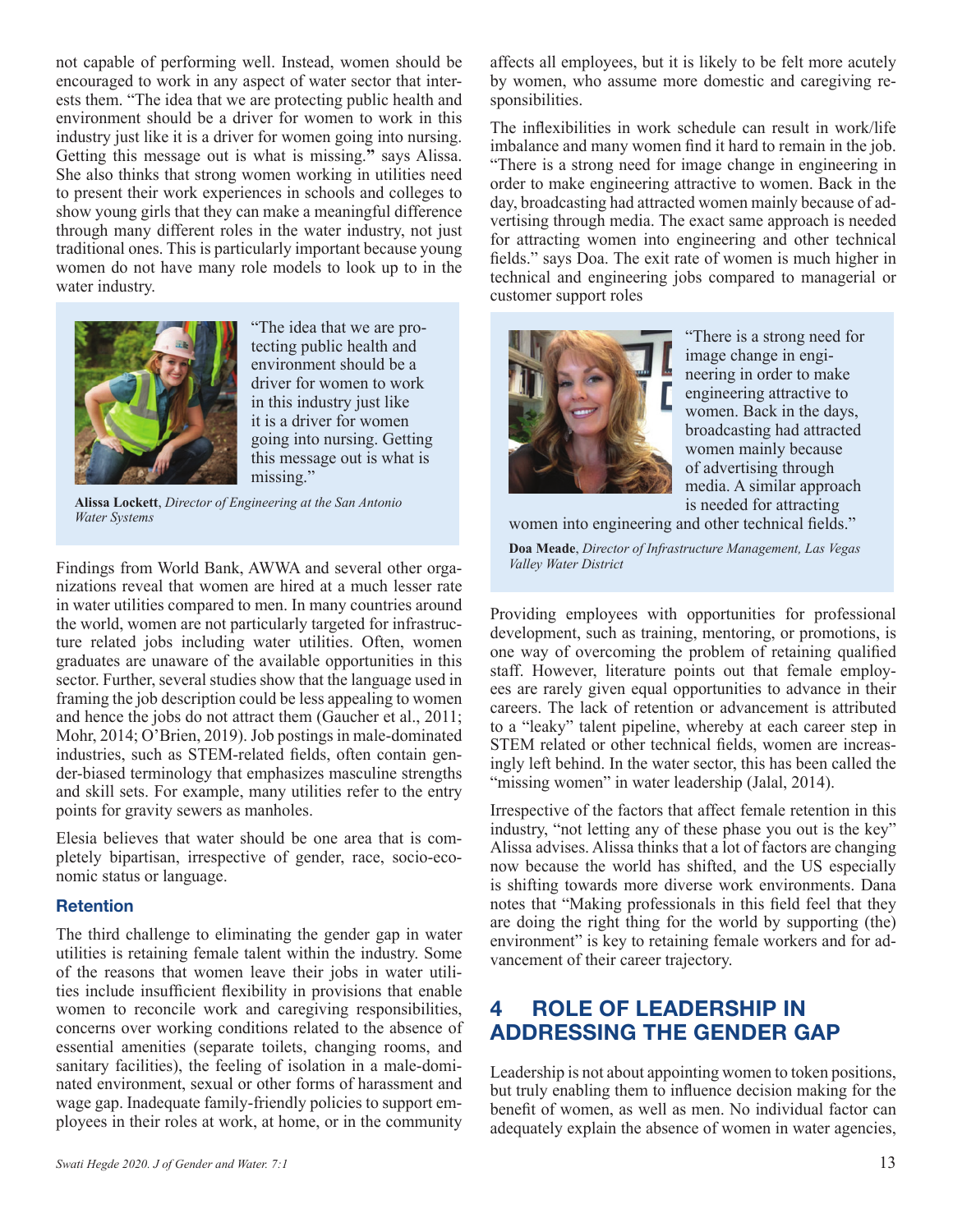not capable of performing well. Instead, women should be encouraged to work in any aspect of water sector that interests them. "The idea that we are protecting public health and environment should be a driver for women to work in this industry just like it is a driver for women going into nursing. Getting this message out is what is missing." says Alissa. She also thinks that strong women working in utilities need to present their work experiences in schools and colleges to show young girls that they can make a meaningful difference through many different roles in the water industry, not just traditional ones. This is particularly important because young women do not have many role models to look up to in the water industry.

> "The idea that we are protecting public health and environment should be a driver for women to work in this industry just like it is a driver for women going into nursing. Getting this message out is what is missing."
>
> **Alissa Lockett**, *Director of Engineering at the San Antonio Water Systems*

Findings from World Bank, AWWA and several other organizations reveal that women are hired at a much lesser rate in water utilities compared to men. In many countries around the world, women are not particularly targeted for infrastructure related jobs including water utilities. Often, women graduates are unaware of the available opportunities in this sector. Further, several studies show that the language used in framing the job description could be less appealing to women and hence the jobs do not attract them (Gaucher et al., 2011; Mohr, 2014; O'Brien, 2019). Job postings in male-dominated industries, such as STEM-related fields, often contain gender-biased terminology that emphasizes masculine strengths and skill sets. For example, many utilities refer to the entry points for gravity sewers as manholes.

Elesia believes that water should be one area that is completely bipartisan, irrespective of gender, race, socio-economic status or language.

### Retention

The third challenge to eliminating the gender gap in water utilities is retaining female talent within the industry. Some of the reasons that women leave their jobs in water utilities include insufficient flexibility in provisions that enable women to reconcile work and caregiving responsibilities, concerns over working conditions related to the absence of essential amenities (separate toilets, changing rooms, and sanitary facilities), the feeling of isolation in a male-dominated environment, sexual or other forms of harassment and wage gap. Inadequate family-friendly policies to support employees in their roles at work, at home, or in the community affects all employees, but it is likely to be felt more acutely by women, who assume more domestic and caregiving responsibilities.

The inflexibilities in work schedule can result in work/life imbalance and many women find it hard to remain in the job. "There is a strong need for image change in engineering in order to make engineering attractive to women. Back in the day, broadcasting had attracted women mainly because of advertising through media. The exact same approach is needed for attracting women into engineering and other technical fields." says Doa. The exit rate of women is much higher in technical and engineering jobs compared to managerial or customer support roles

> "There is a strong need for image change in engineering in order to make engineering attractive to women. Back in the days, broadcasting had attracted women mainly because of advertising through media. A similar approach is needed for attracting women into engineering and other technical fields."
>
> **Doa Meade**, *Director of Infrastructure Management, Las Vegas Valley Water District*

Providing employees with opportunities for professional development, such as training, mentoring, or promotions, is one way of overcoming the problem of retaining qualified staff. However, literature points out that female employees are rarely given equal opportunities to advance in their careers. The lack of retention or advancement is attributed to a "leaky" talent pipeline, whereby at each career step in STEM related or other technical fields, women are increasingly left behind. In the water sector, this has been called the "missing women" in water leadership (Jalal, 2014).

Irrespective of the factors that affect female retention in this industry, "not letting any of these phase you out is the key" Alissa advises. Alissa thinks that a lot of factors are changing now because the world has shifted, and the US especially is shifting towards more diverse work environments. Dana notes that "Making professionals in this field feel that they are doing the right thing for the world by supporting (the) environment" is key to retaining female workers and for advancement of their career trajectory.

## 4 ROLE OF LEADERSHIP IN ADDRESSING THE GENDER GAP

Leadership is not about appointing women to token positions, but truly enabling them to influence decision making for the benefit of women, as well as men. No individual factor can adequately explain the absence of women in water agencies,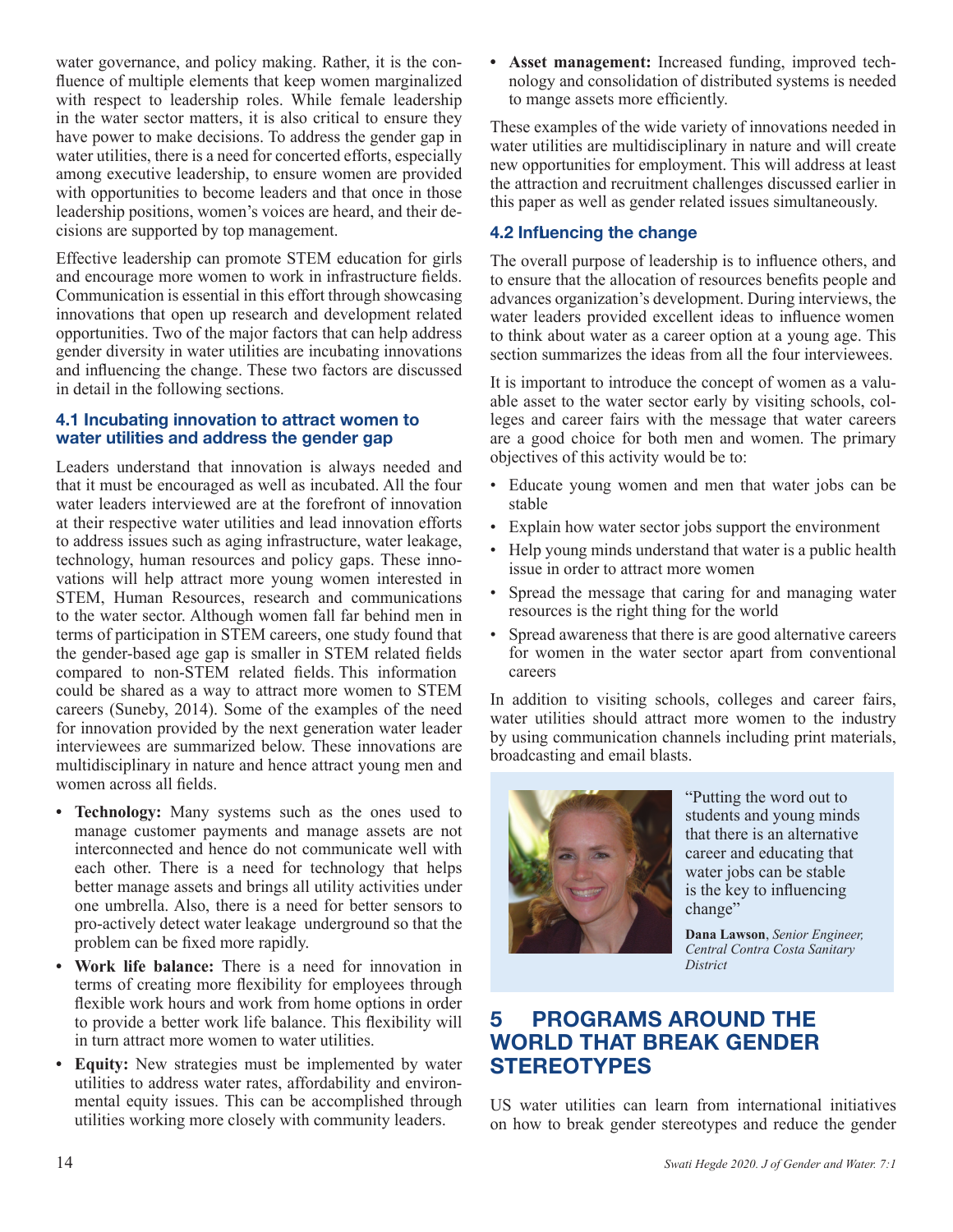water governance, and policy making. Rather, it is the confluence of multiple elements that keep women marginalized with respect to leadership roles. While female leadership in the water sector matters, it is also critical to ensure they have power to make decisions. To address the gender gap in water utilities, there is a need for concerted efforts, especially among executive leadership, to ensure women are provided with opportunities to become leaders and that once in those leadership positions, women's voices are heard, and their decisions are supported by top management.

Effective leadership can promote STEM education for girls and encourage more women to work in infrastructure fields. Communication is essential in this effort through showcasing innovations that open up research and development related opportunities. Two of the major factors that can help address gender diversity in water utilities are incubating innovations and influencing the change. These two factors are discussed in detail in the following sections.

### 4.1 Incubating innovation to attract women to water utilities and address the gender gap

Leaders understand that innovation is always needed and that it must be encouraged as well as incubated. All the four water leaders interviewed are at the forefront of innovation at their respective water utilities and lead innovation efforts to address issues such as aging infrastructure, water leakage, technology, human resources and policy gaps. These innovations will help attract more young women interested in STEM, Human Resources, research and communications to the water sector. Although women fall far behind men in terms of participation in STEM careers, one study found that the gender-based age gap is smaller in STEM related fields compared to non-STEM related fields. This information could be shared as a way to attract more women to STEM careers (Suneby, 2014). Some of the examples of the need for innovation provided by the next generation water leader interviewees are summarized below. These innovations are multidisciplinary in nature and hence attract young men and women across all fields.

- **Technology:** Many systems such as the ones used to manage customer payments and manage assets are not interconnected and hence do not communicate well with each other. There is a need for technology that helps better manage assets and brings all utility activities under one umbrella. Also, there is a need for better sensors to pro-actively detect water leakage underground so that the problem can be fixed more rapidly.
- **Work life balance:** There is a need for innovation in terms of creating more flexibility for employees through flexible work hours and work from home options in order to provide a better work life balance. This flexibility will in turn attract more women to water utilities.
- **Equity:** New strategies must be implemented by water utilities to address water rates, affordability and environmental equity issues. This can be accomplished through utilities working more closely with community leaders.
- **Asset management:** Increased funding, improved technology and consolidation of distributed systems is needed to mange assets more efficiently.

These examples of the wide variety of innovations needed in water utilities are multidisciplinary in nature and will create new opportunities for employment. This will address at least the attraction and recruitment challenges discussed earlier in this paper as well as gender related issues simultaneously.

### 4.2 Influencing the change

The overall purpose of leadership is to influence others, and to ensure that the allocation of resources benefits people and advances organization's development. During interviews, the water leaders provided excellent ideas to influence women to think about water as a career option at a young age. This section summarizes the ideas from all the four interviewees.

It is important to introduce the concept of women as a valuable asset to the water sector early by visiting schools, colleges and career fairs with the message that water careers are a good choice for both men and women. The primary objectives of this activity would be to:

- Educate young women and men that water jobs can be stable
- Explain how water sector jobs support the environment
- Help young minds understand that water is a public health issue in order to attract more women
- Spread the message that caring for and managing water resources is the right thing for the world
- Spread awareness that there is are good alternative careers for women in the water sector apart from conventional careers

In addition to visiting schools, colleges and career fairs, water utilities should attract more women to the industry by using communication channels including print materials, broadcasting and email blasts.

> "Putting the word out to students and young minds that there is an alternative career and educating that water jobs can be stable is the key to influencing change"
>
> **Dana Lawson**, *Senior Engineer, Central Contra Costa Sanitary District*

## 5 PROGRAMS AROUND THE WORLD THAT BREAK GENDER STEREOTYPES

US water utilities can learn from international initiatives on how to break gender stereotypes and reduce the gender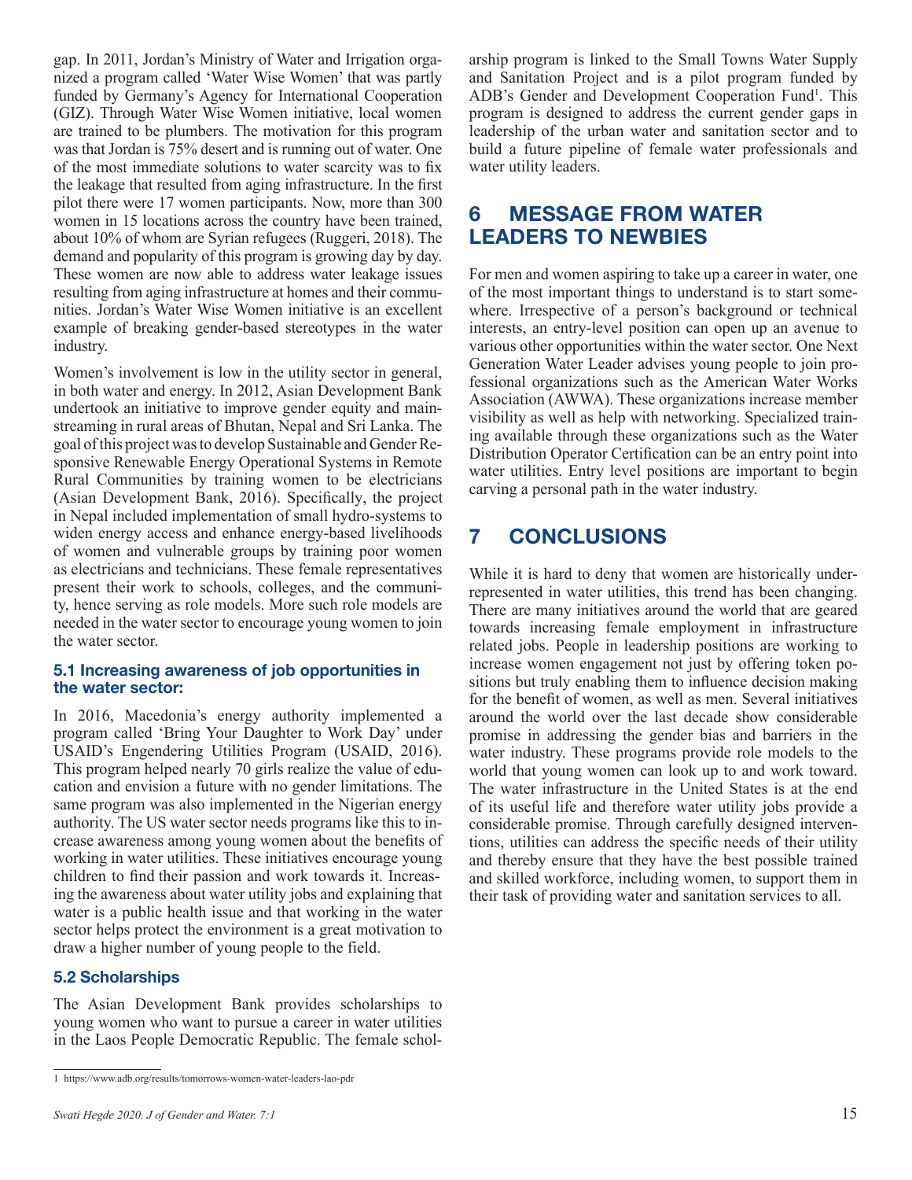gap. In 2011, Jordan's Ministry of Water and Irrigation organized a program called 'Water Wise Women' that was partly funded by Germany's Agency for International Cooperation (GIZ). Through Water Wise Women initiative, local women are trained to be plumbers. The motivation for this program was that Jordan is 75% desert and is running out of water. One of the most immediate solutions to water scarcity was to fix the leakage that resulted from aging infrastructure. In the first pilot there were 17 women participants. Now, more than 300 women in 15 locations across the country have been trained, about 10% of whom are Syrian refugees (Ruggeri, 2018). The demand and popularity of this program is growing day by day. These women are now able to address water leakage issues resulting from aging infrastructure at homes and their communities. Jordan's Water Wise Women initiative is an excellent example of breaking gender-based stereotypes in the water industry.

Women's involvement is low in the utility sector in general, in both water and energy. In 2012, Asian Development Bank undertook an initiative to improve gender equity and mainstreaming in rural areas of Bhutan, Nepal and Sri Lanka. The goal of this project was to develop Sustainable and Gender Responsive Renewable Energy Operational Systems in Remote Rural Communities by training women to be electricians (Asian Development Bank, 2016). Specifically, the project in Nepal included implementation of small hydro-systems to widen energy access and enhance energy-based livelihoods of women and vulnerable groups by training poor women as electricians and technicians. These female representatives present their work to schools, colleges, and the community, hence serving as role models. More such role models are needed in the water sector to encourage young women to join the water sector.

### 5.1 Increasing awareness of job opportunities in the water sector:

In 2016, Macedonia's energy authority implemented a program called 'Bring Your Daughter to Work Day' under USAID's Engendering Utilities Program (USAID, 2016). This program helped nearly 70 girls realize the value of education and envision a future with no gender limitations. The same program was also implemented in the Nigerian energy authority. The US water sector needs programs like this to increase awareness among young women about the benefits of working in water utilities. These initiatives encourage young children to find their passion and work towards it. Increasing the awareness about water utility jobs and explaining that water is a public health issue and that working in the water sector helps protect the environment is a great motivation to draw a higher number of young people to the field.

### 5.2 Scholarships

The Asian Development Bank provides scholarships to young women who want to pursue a career in water utilities in the Laos People Democratic Republic. The female scholarship program is linked to the Small Towns Water Supply and Sanitation Project and is a pilot program funded by ADB's Gender and Development Cooperation Fund[1]. This program is designed to address the current gender gaps in leadership of the urban water and sanitation sector and to build a future pipeline of female water professionals and water utility leaders.

## 6 MESSAGE FROM WATER LEADERS TO NEWBIES

For men and women aspiring to take up a career in water, one of the most important things to understand is to start somewhere. Irrespective of a person's background or technical interests, an entry-level position can open up an avenue to various other opportunities within the water sector. One Next Generation Water Leader advises young people to join professional organizations such as the American Water Works Association (AWWA). These organizations increase member visibility as well as help with networking. Specialized training available through these organizations such as the Water Distribution Operator Certification can be an entry point into water utilities. Entry level positions are important to begin carving a personal path in the water industry.

## 7 CONCLUSIONS

While it is hard to deny that women are historically underrepresented in water utilities, this trend has been changing. There are many initiatives around the world that are geared towards increasing female employment in infrastructure related jobs. People in leadership positions are working to increase women engagement not just by offering token positions but truly enabling them to influence decision making for the benefit of women, as well as men. Several initiatives around the world over the last decade show considerable promise in addressing the gender bias and barriers in the water industry. These programs provide role models to the world that young women can look up to and work toward. The water infrastructure in the United States is at the end of its useful life and therefore water utility jobs provide a considerable promise. Through carefully designed interventions, utilities can address the specific needs of their utility and thereby ensure that they have the best possible trained and skilled workforce, including women, to support them in their task of providing water and sanitation services to all.

1 https://www.adb.org/results/tomorrows-women-water-leaders-lao-pdr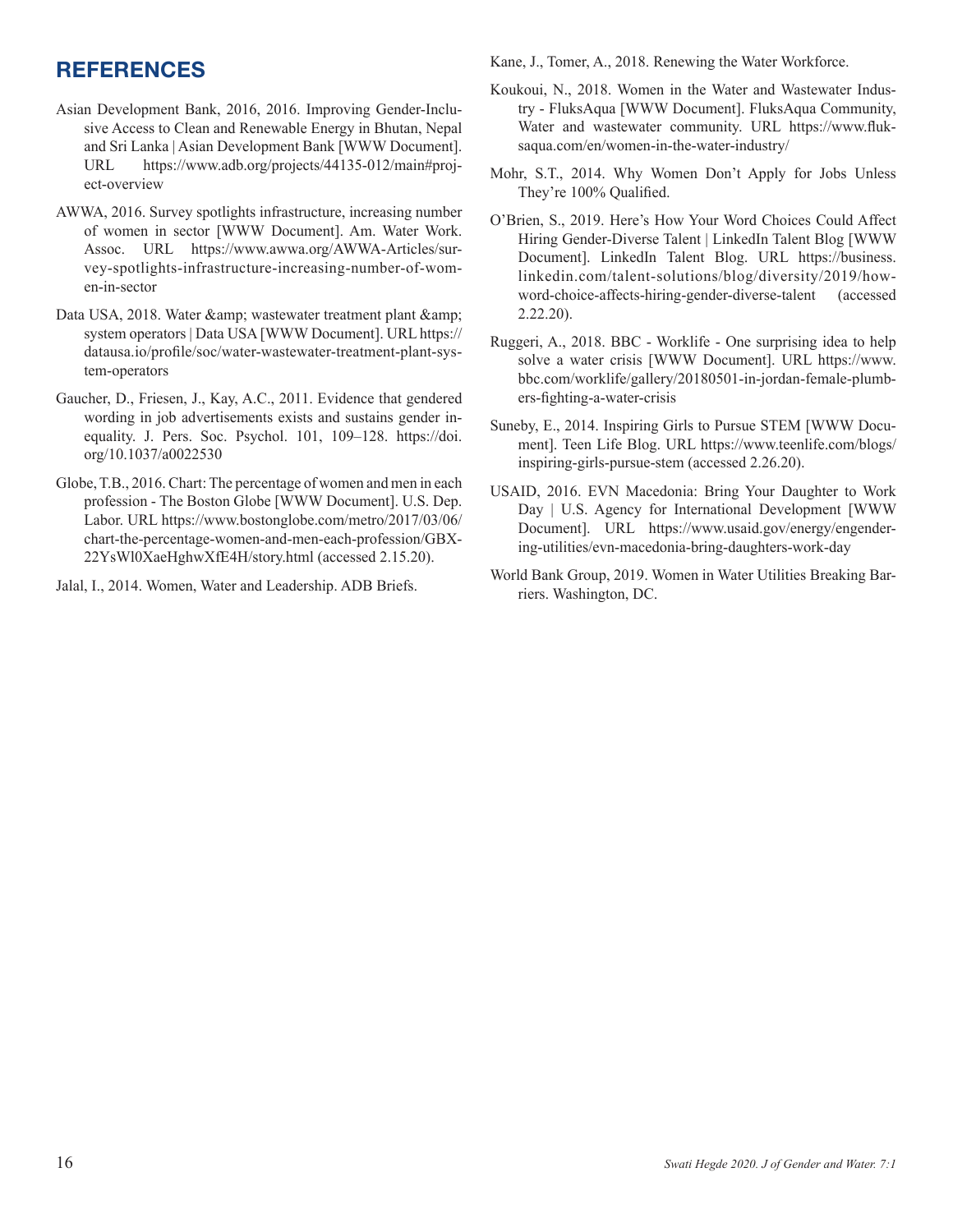## REFERENCES

Asian Development Bank, 2016, 2016. Improving Gender-Inclusive Access to Clean and Renewable Energy in Bhutan, Nepal and Sri Lanka | Asian Development Bank [WWW Document]. URL https://www.adb.org/projects/44135-012/main#project-overview

AWWA, 2016. Survey spotlights infrastructure, increasing number of women in sector [WWW Document]. Am. Water Work. Assoc. URL https://www.awwa.org/AWWA-Articles/survey-spotlights-infrastructure-increasing-number-of-women-in-sector

Data USA, 2018. Water &amp; wastewater treatment plant &amp; system operators | Data USA [WWW Document]. URL https://datausa.io/profile/soc/water-wastewater-treatment-plant-system-operators

Gaucher, D., Friesen, J., Kay, A.C., 2011. Evidence that gendered wording in job advertisements exists and sustains gender inequality. J. Pers. Soc. Psychol. 101, 109–128. https://doi.org/10.1037/a0022530

Globe, T.B., 2016. Chart: The percentage of women and men in each profession - The Boston Globe [WWW Document]. U.S. Dep. Labor. URL https://www.bostonglobe.com/metro/2017/03/06/chart-the-percentage-women-and-men-each-profession/GBX22YsWl0XaeHghwXfE4H/story.html (accessed 2.15.20).

Jalal, I., 2014. Women, Water and Leadership. ADB Briefs.

Kane, J., Tomer, A., 2018. Renewing the Water Workforce.

Koukoui, N., 2018. Women in the Water and Wastewater Industry - FluksAqua [WWW Document]. FluksAqua Community, Water and wastewater community. URL https://www.fluksaqua.com/en/women-in-the-water-industry/

Mohr, S.T., 2014. Why Women Don't Apply for Jobs Unless They're 100% Qualified.

O'Brien, S., 2019. Here's How Your Word Choices Could Affect Hiring Gender-Diverse Talent | LinkedIn Talent Blog [WWW Document]. LinkedIn Talent Blog. URL https://business.linkedin.com/talent-solutions/blog/diversity/2019/how-word-choice-affects-hiring-gender-diverse-talent (accessed 2.22.20).

Ruggeri, A., 2018. BBC - Worklife - One surprising idea to help solve a water crisis [WWW Document]. URL https://www.bbc.com/worklife/gallery/20180501-in-jordan-female-plumbers-fighting-a-water-crisis

Suneby, E., 2014. Inspiring Girls to Pursue STEM [WWW Document]. Teen Life Blog. URL https://www.teenlife.com/blogs/inspiring-girls-pursue-stem (accessed 2.26.20).

USAID, 2016. EVN Macedonia: Bring Your Daughter to Work Day | U.S. Agency for International Development [WWW Document]. URL https://www.usaid.gov/energy/engendering-utilities/evn-macedonia-bring-daughters-work-day

World Bank Group, 2019. Women in Water Utilities Breaking Barriers. Washington, DC.